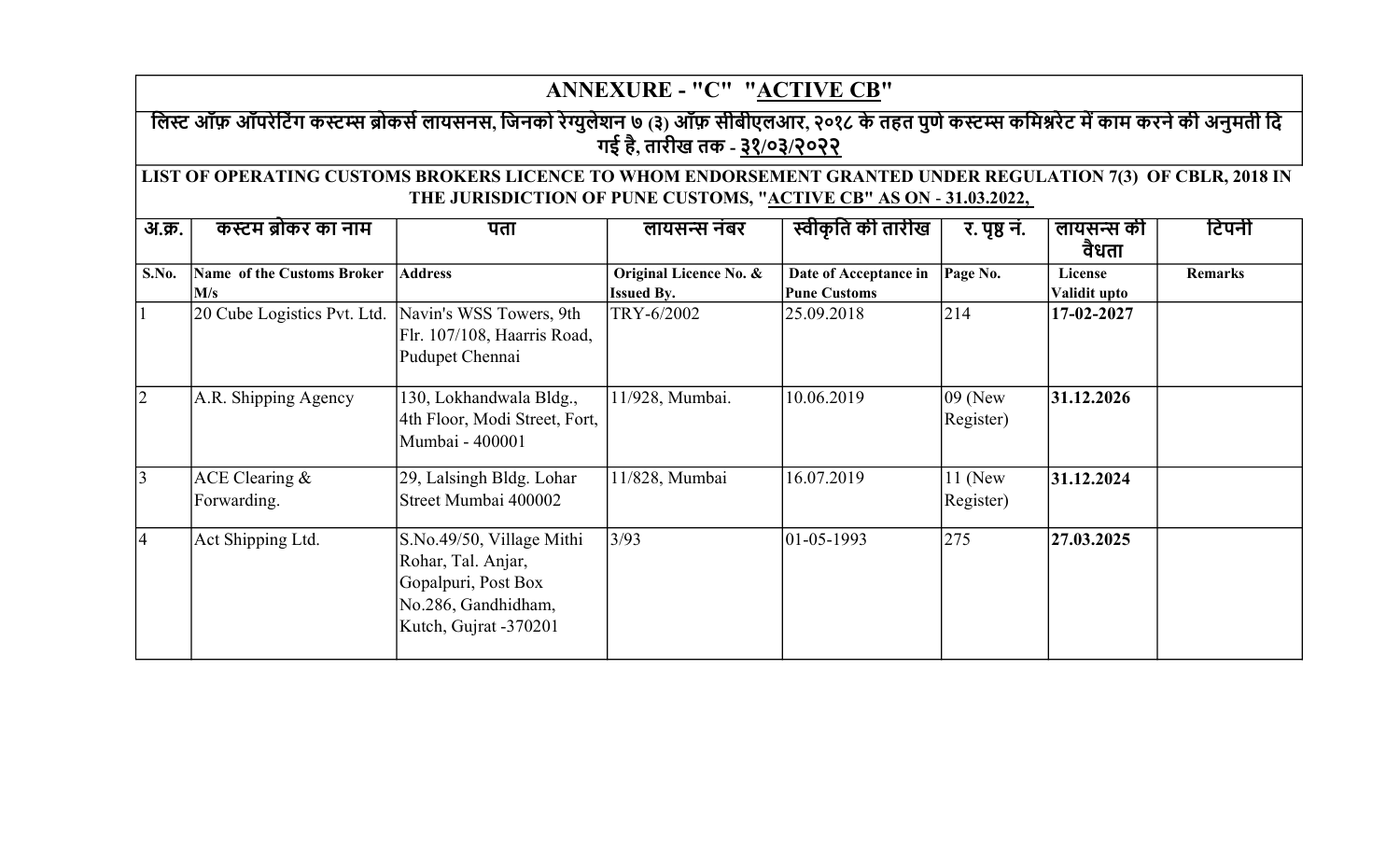# ANNEXURE - "C" "ACTIVE CB"

**लिस्ट ऑफ़ ऑपरेटिंग कस्टम्स ब्रोकर्स लायसनस, जिनको रेग्युलेशन ७ (३) ऑफ़ सीबीएलआर, २०१८ के तहत पुणे कस्टम्स कमिश्नरेट में काम करने की अनुमती दि गई है, तारीख तक - ३१/०३/२०२२**

**LIST OF OPERATING CUSTOMS BROKERS LICENCE TO WHOM ENDORSEMENT GRANTED UNDER REGULATION 7(3) OF CBLR, 2018 IN THE JURISDICTION OF PUNE CUSTOMS, "ACTIVE CB" AS ON - 31.03.2022,**

| अ.क्र. | कस्टम ब्रोकर का नाम | पता | लायसन्स नंबर | स्वीकृति की तारीख | र. पृष्ठ नं. | लायसन्स की वैधता | टिपनी |
|---|---|---|---|---|---|---|---|
| **S.No.** | **Name of the Customs Broker M/s** | **Address** | **Original Licence No. & Issued By.** | **Date of Acceptance in Pune Customs** | **Page No.** | **License Validit upto** | **Remarks** |
| 1 | 20 Cube Logistics Pvt. Ltd. | Navin's WSS Towers, 9th Flr. 107/108, Haarris Road, Pudupet Chennai | TRY-6/2002 | 25.09.2018 | 214 | **17-02-2027** | |
| 2 | A.R. Shipping Agency | 130, Lokhandwala Bldg., 4th Floor, Modi Street, Fort, Mumbai - 400001 | 11/928, Mumbai. | 10.06.2019 | 09 (New Register) | **31.12.2026** | |
| 3 | ACE Clearing & Forwarding. | 29, Lalsingh Bldg. Lohar Street Mumbai 400002 | 11/828, Mumbai | 16.07.2019 | 11 (New Register) | **31.12.2024** | |
| 4 | Act Shipping Ltd. | S.No.49/50, Village Mithi Rohar, Tal. Anjar, Gopalpuri, Post Box No.286, Gandhidham, Kutch, Gujrat -370201 | 3/93 | 01-05-1993 | 275 | **27.03.2025** | |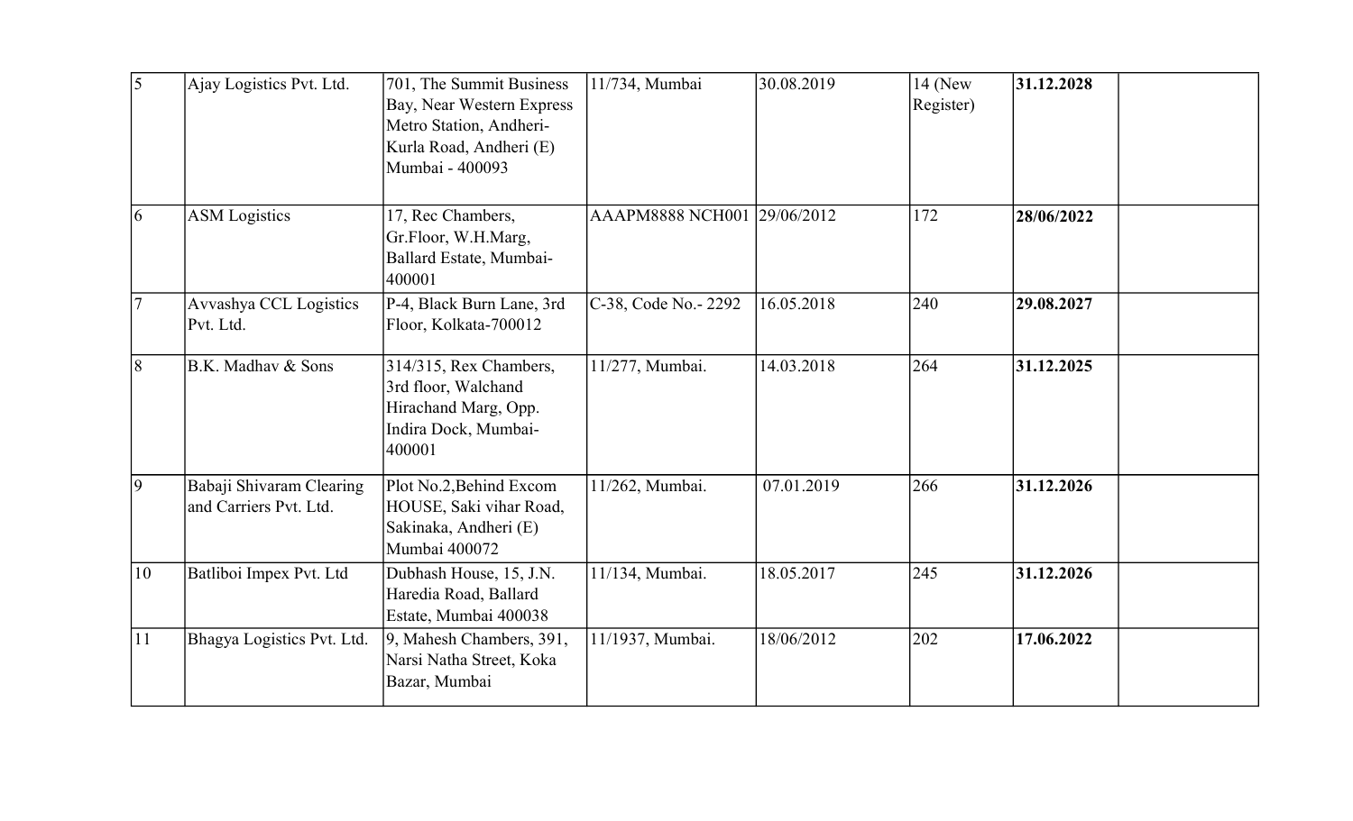| 5 | Ajay Logistics Pvt. Ltd. | 701, The Summit Business Bay, Near Western Express Metro Station, Andheri-Kurla Road, Andheri (E) Mumbai - 400093 | 11/734, Mumbai | 30.08.2019 | 14 (New Register) | **31.12.2028** | |
|---|---|---|---|---|---|---|---|
| 6 | ASM Logistics | 17, Rec Chambers, Gr.Floor, W.H.Marg, Ballard Estate, Mumbai-400001 | AAAPM8888 NCH001 | 29/06/2012 | 172 | **28/06/2022** | |
| 7 | Avvashya CCL Logistics Pvt. Ltd. | P-4, Black Burn Lane, 3rd Floor, Kolkata-700012 | C-38, Code No.- 2292 | 16.05.2018 | 240 | **29.08.2027** | |
| 8 | B.K. Madhav & Sons | 314/315, Rex Chambers, 3rd floor, Walchand Hirachand Marg, Opp. Indira Dock, Mumbai-400001 | 11/277, Mumbai. | 14.03.2018 | 264 | **31.12.2025** | |
| 9 | Babaji Shivaram Clearing and Carriers Pvt. Ltd. | Plot No.2,Behind Excom HOUSE, Saki vihar Road, Sakinaka, Andheri (E) Mumbai 400072 | 11/262, Mumbai. | 07.01.2019 | 266 | **31.12.2026** | |
| 10 | Batliboi Impex Pvt. Ltd | Dubhash House, 15, J.N. Haredia Road, Ballard Estate, Mumbai 400038 | 11/134, Mumbai. | 18.05.2017 | 245 | **31.12.2026** | |
| 11 | Bhagya Logistics Pvt. Ltd. | 9, Mahesh Chambers, 391, Narsi Natha Street, Koka Bazar, Mumbai | 11/1937, Mumbai. | 18/06/2012 | 202 | **17.06.2022** | |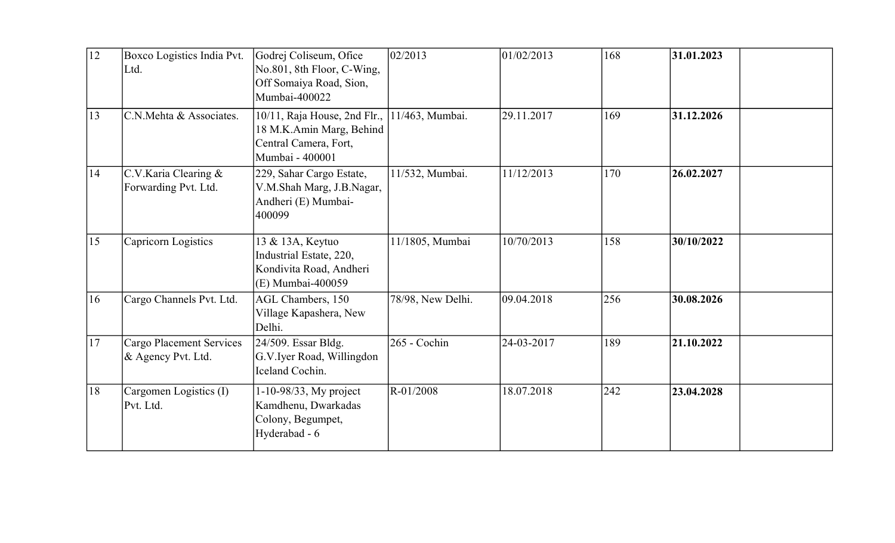| | | | | | | | |
|---|---|---|---|---|---|---|---|
| 12 | Boxco Logistics India Pvt. Ltd. | Godrej Coliseum, Ofice No.801, 8th Floor, C-Wing, Off Somaiya Road, Sion, Mumbai-400022 | 02/2013 | 01/02/2013 | 168 | **31.01.2023** | |
| 13 | C.N.Mehta & Associates. | 10/11, Raja House, 2nd Flr., 18 M.K.Amin Marg, Behind Central Camera, Fort, Mumbai - 400001 | 11/463, Mumbai. | 29.11.2017 | 169 | **31.12.2026** | |
| 14 | C.V.Karia Clearing & Forwarding Pvt. Ltd. | 229, Sahar Cargo Estate, V.M.Shah Marg, J.B.Nagar, Andheri (E) Mumbai-400099 | 11/532, Mumbai. | 11/12/2013 | 170 | **26.02.2027** | |
| 15 | Capricorn Logistics | 13 & 13A, Keytuo Industrial Estate, 220, Kondivita Road, Andheri (E) Mumbai-400059 | 11/1805, Mumbai | 10/70/2013 | 158 | **30/10/2022** | |
| 16 | Cargo Channels Pvt. Ltd. | AGL Chambers, 150 Village Kapashera, New Delhi. | 78/98, New Delhi. | 09.04.2018 | 256 | **30.08.2026** | |
| 17 | Cargo Placement Services & Agency Pvt. Ltd. | 24/509. Essar Bldg. G.V.Iyer Road, Willingdon Iceland Cochin. | 265 - Cochin | 24-03-2017 | 189 | **21.10.2022** | |
| 18 | Cargomen Logistics (I) Pvt. Ltd. | 1-10-98/33, My project Kamdhenu, Dwarkadas Colony, Begumpet, Hyderabad - 6 | R-01/2008 | 18.07.2018 | 242 | **23.04.2028** | |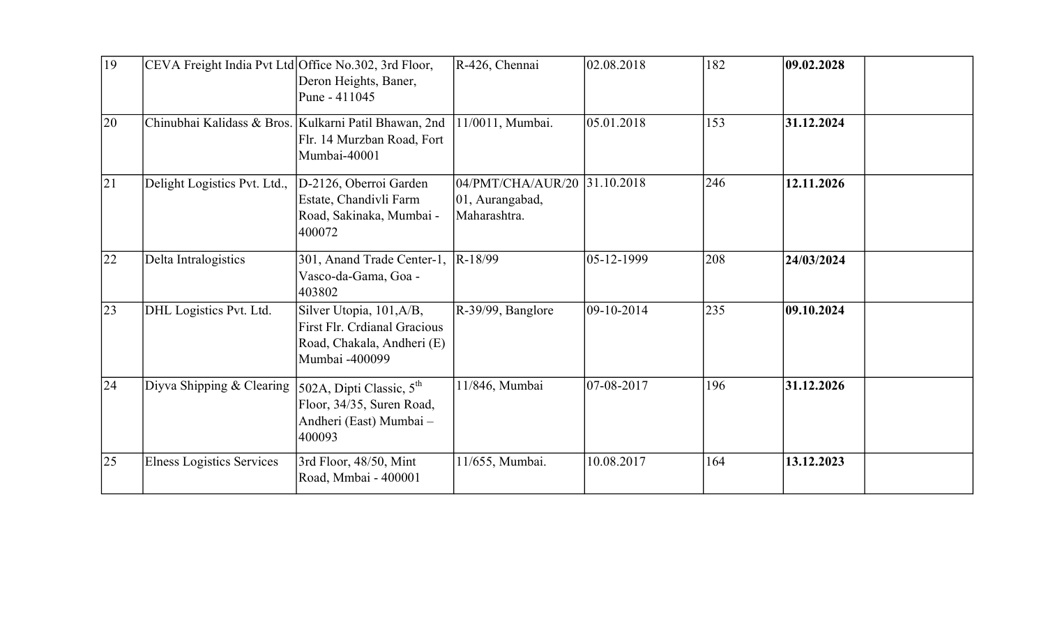| | | | | | | | |
|---|---|---|---|---|---|---|---|
| 19 | CEVA Freight India Pvt Ltd | Office No.302, 3rd Floor, Deron Heights, Baner, Pune - 411045 | R-426, Chennai | 02.08.2018 | 182 | **09.02.2028** | |
| 20 | Chinubhai Kalidass & Bros. | Kulkarni Patil Bhawan, 2nd Flr. 14 Murzban Road, Fort Mumbai-40001 | 11/0011, Mumbai. | 05.01.2018 | 153 | **31.12.2024** | |
| 21 | Delight Logistics Pvt. Ltd., | D-2126, Oberroi Garden Estate, Chandivli Farm Road, Sakinaka, Mumbai - 400072 | 04/PMT/CHA/AUR/2001, Aurangabad, Maharashtra. | 31.10.2018 | 246 | **12.11.2026** | |
| 22 | Delta Intralogistics | 301, Anand Trade Center-1, Vasco-da-Gama, Goa - 403802 | R-18/99 | 05-12-1999 | 208 | **24/03/2024** | |
| 23 | DHL Logistics Pvt. Ltd. | Silver Utopia, 101,A/B, First Flr. Crdianal Gracious Road, Chakala, Andheri (E) Mumbai -400099 | R-39/99, Banglore | 09-10-2014 | 235 | **09.10.2024** | |
| 24 | Diyva Shipping & Clearing | 502A, Dipti Classic, 5th Floor, 34/35, Suren Road, Andheri (East) Mumbai – 400093 | 11/846, Mumbai | 07-08-2017 | 196 | **31.12.2026** | |
| 25 | Elness Logistics Services | 3rd Floor, 48/50, Mint Road, Mmbai - 400001 | 11/655, Mumbai. | 10.08.2017 | 164 | **13.12.2023** | |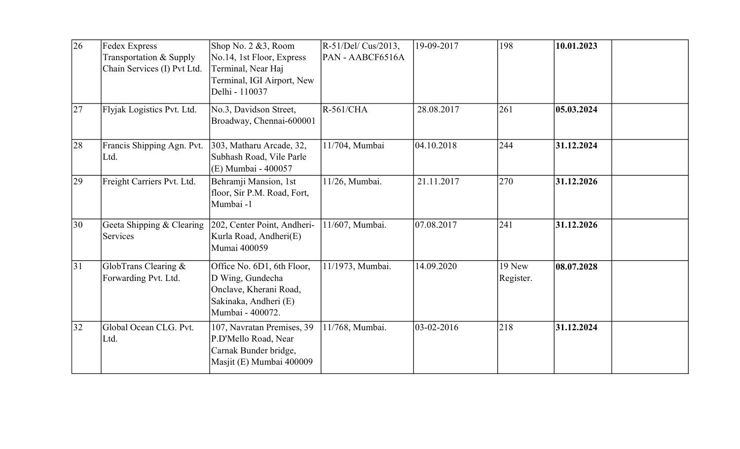| 26 | Fedex Express Transportation & Supply Chain Services (I) Pvt Ltd. | Shop No. 2 &3, Room No.14, 1st Floor, Express Terminal, Near Haj Terminal, IGI Airport, New Delhi - 110037 | R-51/Del/ Cus/2013, PAN - AABCF6516A | 19-09-2017 | 198 | **10.01.2023** | |
|---|---|---|---|---|---|---|---|
| 27 | Flyjak Logistics Pvt. Ltd. | No.3, Davidson Street, Broadway, Chennai-600001 | R-561/CHA | 28.08.2017 | 261 | **05.03.2024** | |
| 28 | Francis Shipping Agn. Pvt. Ltd. | 303, Matharu Arcade, 32, Subhash Road, Vile Parle (E) Mumbai - 400057 | 11/704, Mumbai | 04.10.2018 | 244 | **31.12.2024** | |
| 29 | Freight Carriers Pvt. Ltd. | Behramji Mansion, 1st floor, Sir P.M. Road, Fort, Mumbai -1 | 11/26, Mumbai. | 21.11.2017 | 270 | **31.12.2026** | |
| 30 | Geeta Shipping & Clearing Services | 202, Center Point, Andheri-Kurla Road, Andheri(E) Mumai 400059 | 11/607, Mumbai. | 07.08.2017 | 241 | **31.12.2026** | |
| 31 | GlobTrans Clearing & Forwarding Pvt. Ltd. | Office No. 6D1, 6th Floor, D Wing, Gundecha Onclave, Kherani Road, Sakinaka, Andheri (E) Mumbai - 400072. | 11/1973, Mumbai. | 14.09.2020 | 19 New Register. | **08.07.2028** | |
| 32 | Global Ocean CLG. Pvt. Ltd. | 107, Navratan Premises, 39 P.D'Mello Road, Near Carnak Bunder bridge, Masjit (E) Mumbai 400009 | 11/768, Mumbai. | 03-02-2016 | 218 | **31.12.2024** | |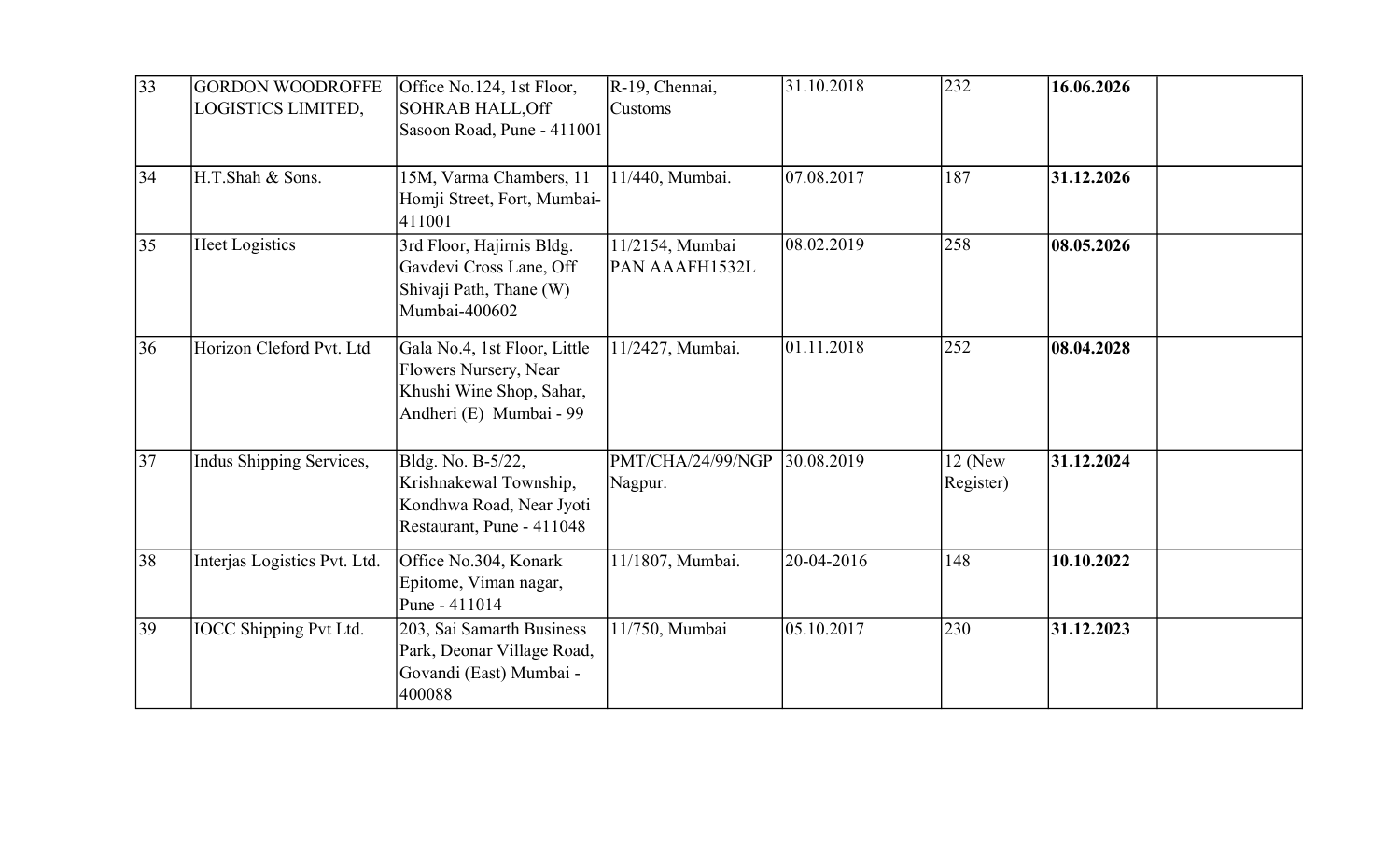| | | | | | | | |
|---|---|---|---|---|---|---|---|
| 33 | GORDON WOODROFFE LOGISTICS LIMITED, | Office No.124, 1st Floor, SOHRAB HALL,Off Sasoon Road, Pune - 411001 | R-19, Chennai, Customs | 31.10.2018 | 232 | **16.06.2026** | |
| 34 | H.T.Shah & Sons. | 15M, Varma Chambers, 11 Homji Street, Fort, Mumbai-411001 | 11/440, Mumbai. | 07.08.2017 | 187 | **31.12.2026** | |
| 35 | Heet Logistics | 3rd Floor, Hajirnis Bldg. Gavdevi Cross Lane, Off Shivaji Path, Thane (W) Mumbai-400602 | 11/2154, Mumbai PAN AAAFH1532L | 08.02.2019 | 258 | **08.05.2026** | |
| 36 | Horizon Cleford Pvt. Ltd | Gala No.4, 1st Floor, Little Flowers Nursery, Near Khushi Wine Shop, Sahar, Andheri (E) Mumbai - 99 | 11/2427, Mumbai. | 01.11.2018 | 252 | **08.04.2028** | |
| 37 | Indus Shipping Services, | Bldg. No. B-5/22, Krishnakewal Township, Kondhwa Road, Near Jyoti Restaurant, Pune - 411048 | PMT/CHA/24/99/NGP Nagpur. | 30.08.2019 | 12 (New Register) | **31.12.2024** | |
| 38 | Interjas Logistics Pvt. Ltd. | Office No.304, Konark Epitome, Viman nagar, Pune - 411014 | 11/1807, Mumbai. | 20-04-2016 | 148 | **10.10.2022** | |
| 39 | IOCC Shipping Pvt Ltd. | 203, Sai Samarth Business Park, Deonar Village Road, Govandi (East) Mumbai - 400088 | 11/750, Mumbai | 05.10.2017 | 230 | **31.12.2023** | |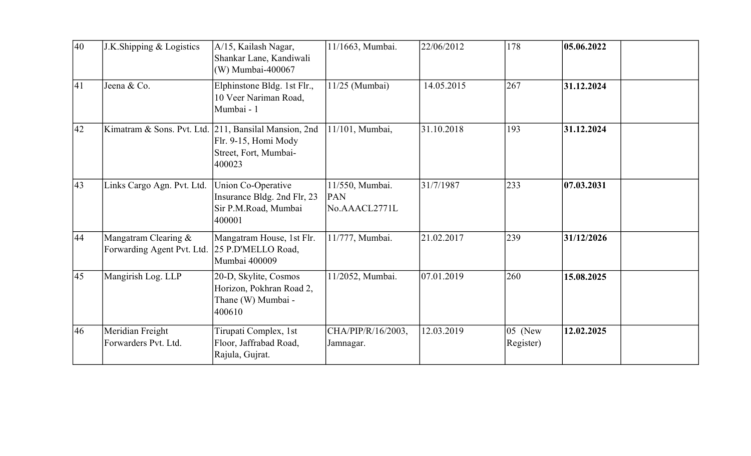| 40 | J.K.Shipping & Logistics | A/15, Kailash Nagar, Shankar Lane, Kandiwali (W) Mumbai-400067 | 11/1663, Mumbai. | 22/06/2012 | 178 | **05.06.2022** | |
|---|---|---|---|---|---|---|---|
| 41 | Jeena & Co. | Elphinstone Bldg. 1st Flr., 10 Veer Nariman Road, Mumbai - 1 | 11/25 (Mumbai) | 14.05.2015 | 267 | **31.12.2024** | |
| 42 | Kimatram & Sons. Pvt. Ltd. | 211, Bansilal Mansion, 2nd Flr. 9-15, Homi Mody Street, Fort, Mumbai-400023 | 11/101, Mumbai, | 31.10.2018 | 193 | **31.12.2024** | |
| 43 | Links Cargo Agn. Pvt. Ltd. | Union Co-Operative Insurance Bldg. 2nd Flr, 23 Sir P.M.Road, Mumbai 400001 | 11/550, Mumbai. PAN No.AAACL2771L | 31/7/1987 | 233 | **07.03.2031** | |
| 44 | Mangatram Clearing & Forwarding Agent Pvt. Ltd. | Mangatram House, 1st Flr. 25 P.D'MELLO Road, Mumbai 400009 | 11/777, Mumbai. | 21.02.2017 | 239 | **31/12/2026** | |
| 45 | Mangirish Log. LLP | 20-D, Skylite, Cosmos Horizon, Pokhran Road 2, Thane (W) Mumbai - 400610 | 11/2052, Mumbai. | 07.01.2019 | 260 | **15.08.2025** | |
| 46 | Meridian Freight Forwarders Pvt. Ltd. | Tirupati Complex, 1st Floor, Jaffrabad Road, Rajula, Gujrat. | CHA/PIP/R/16/2003, Jamnagar. | 12.03.2019 | 05 (New Register) | **12.02.2025** | |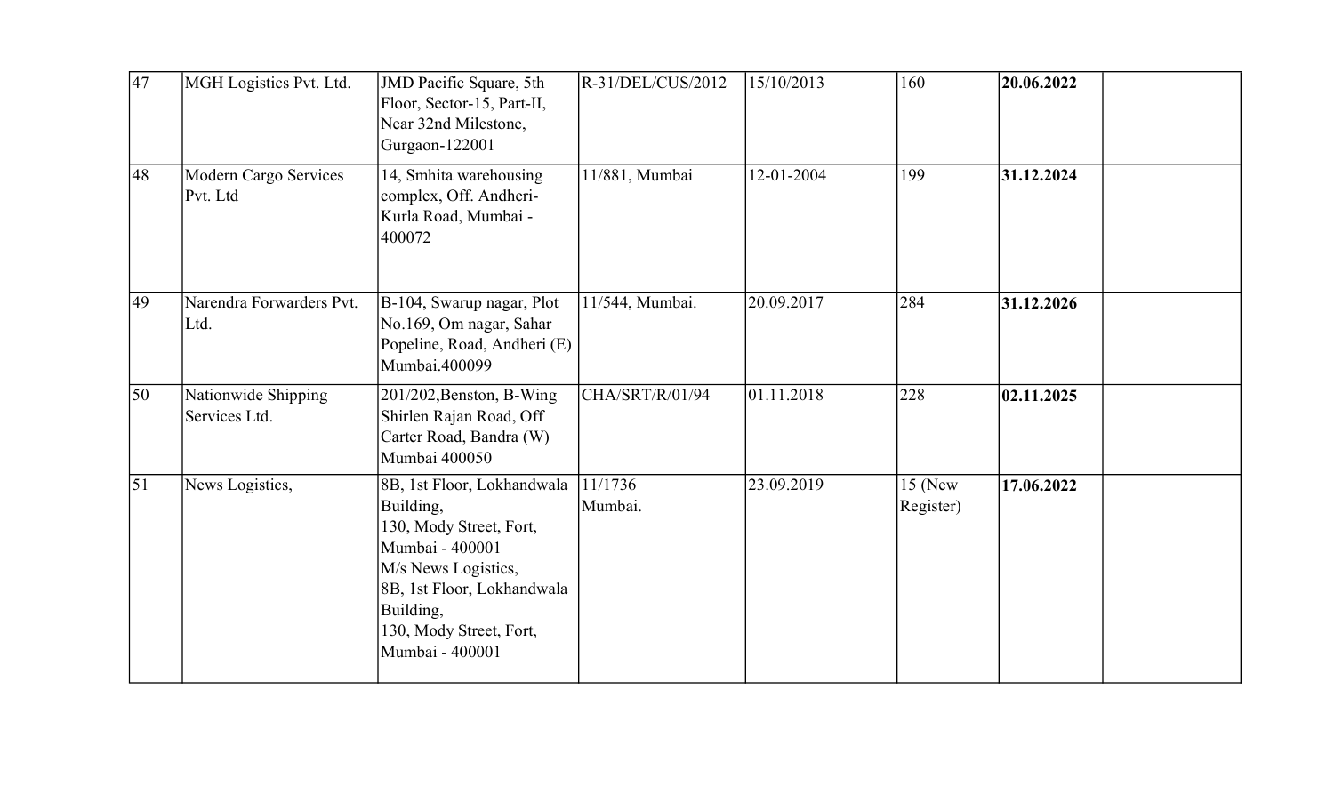| 47 | MGH Logistics Pvt. Ltd. | JMD Pacific Square, 5th Floor, Sector-15, Part-II, Near 32nd Milestone, Gurgaon-122001 | R-31/DEL/CUS/2012 | 15/10/2013 | 160 | **20.06.2022** | |
|---|---|---|---|---|---|---|---|
| 48 | Modern Cargo Services Pvt. Ltd | 14, Smhita warehousing complex, Off. Andheri-Kurla Road, Mumbai - 400072 | 11/881, Mumbai | 12-01-2004 | 199 | **31.12.2024** | |
| 49 | Narendra Forwarders Pvt. Ltd. | B-104, Swarup nagar, Plot No.169, Om nagar, Sahar Popeline, Road, Andheri (E) Mumbai.400099 | 11/544, Mumbai. | 20.09.2017 | 284 | **31.12.2026** | |
| 50 | Nationwide Shipping Services Ltd. | 201/202,Benston, B-Wing Shirlen Rajan Road, Off Carter Road, Bandra (W) Mumbai 400050 | CHA/SRT/R/01/94 | 01.11.2018 | 228 | **02.11.2025** | |
| 51 | News Logistics, | 8B, 1st Floor, Lokhandwala Building, 130, Mody Street, Fort, Mumbai - 400001 M/s News Logistics, 8B, 1st Floor, Lokhandwala Building, 130, Mody Street, Fort, Mumbai - 400001 | 11/1736 Mumbai. | 23.09.2019 | 15 (New Register) | **17.06.2022** | |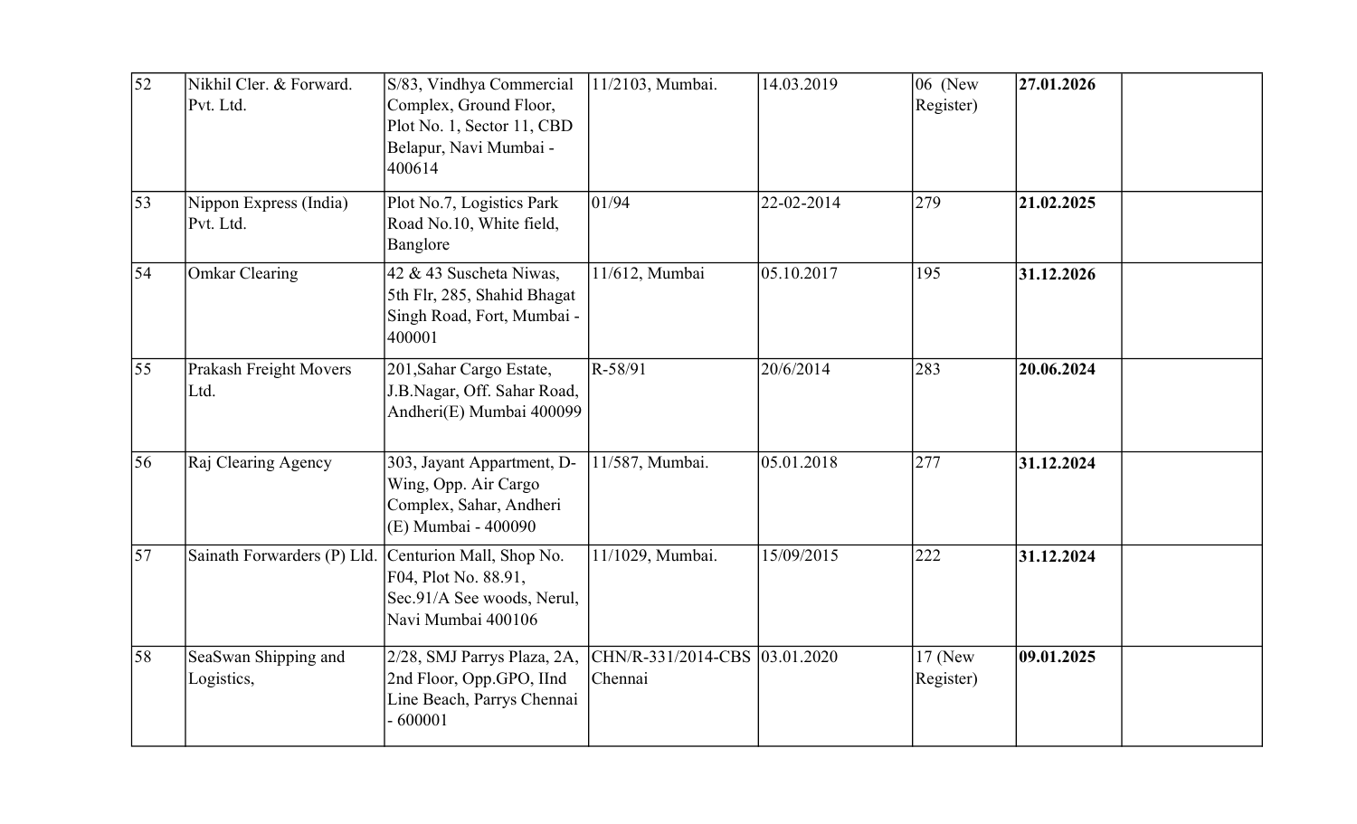| 52 | Nikhil Cler. & Forward. Pvt. Ltd. | S/83, Vindhya Commercial Complex, Ground Floor, Plot No. 1, Sector 11, CBD Belapur, Navi Mumbai - 400614 | 11/2103, Mumbai. | 14.03.2019 | 06 (New Register) | **27.01.2026** | |
|---|---|---|---|---|---|---|---|
| 53 | Nippon Express (India) Pvt. Ltd. | Plot No.7, Logistics Park Road No.10, White field, Banglore | 01/94 | 22-02-2014 | 279 | **21.02.2025** | |
| 54 | Omkar Clearing | 42 & 43 Suscheta Niwas, 5th Flr, 285, Shahid Bhagat Singh Road, Fort, Mumbai - 400001 | 11/612, Mumbai | 05.10.2017 | 195 | **31.12.2026** | |
| 55 | Prakash Freight Movers Ltd. | 201,Sahar Cargo Estate, J.B.Nagar, Off. Sahar Road, Andheri(E) Mumbai 400099 | R-58/91 | 20/6/2014 | 283 | **20.06.2024** | |
| 56 | Raj Clearing Agency | 303, Jayant Appartment, D-Wing, Opp. Air Cargo Complex, Sahar, Andheri (E) Mumbai - 400090 | 11/587, Mumbai. | 05.01.2018 | 277 | **31.12.2024** | |
| 57 | Sainath Forwarders (P) Lld. | Centurion Mall, Shop No. F04, Plot No. 88.91, Sec.91/A See woods, Nerul, Navi Mumbai 400106 | 11/1029, Mumbai. | 15/09/2015 | 222 | **31.12.2024** | |
| 58 | SeaSwan Shipping and Logistics, | 2/28, SMJ Parrys Plaza, 2A, 2nd Floor, Opp.GPO, IInd Line Beach, Parrys Chennai - 600001 | CHN/R-331/2014-CBS Chennai | 03.01.2020 | 17 (New Register) | **09.01.2025** | |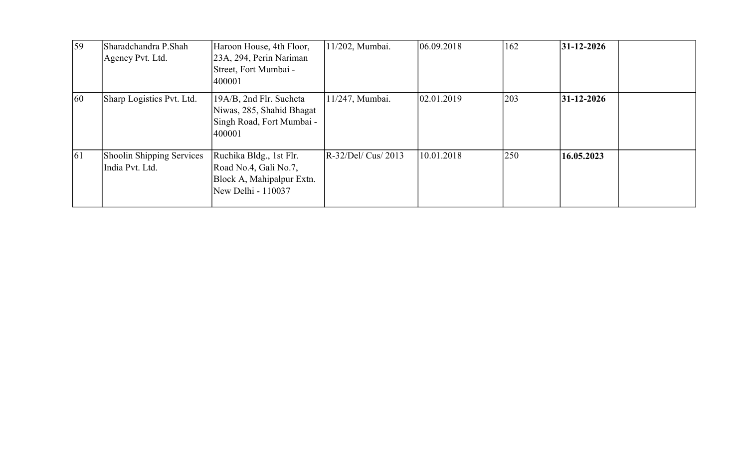| | | | | | | | |
|---|---|---|---|---|---|---|---|
| 59 | Sharadchandra P.Shah Agency Pvt. Ltd. | Haroon House, 4th Floor, 23A, 294, Perin Nariman Street, Fort Mumbai - 400001 | 11/202, Mumbai. | 06.09.2018 | 162 | **31-12-2026** | |
| 60 | Sharp Logistics Pvt. Ltd. | 19A/B, 2nd Flr. Sucheta Niwas, 285, Shahid Bhagat Singh Road, Fort Mumbai - 400001 | 11/247, Mumbai. | 02.01.2019 | 203 | **31-12-2026** | |
| 61 | Shoolin Shipping Services India Pvt. Ltd. | Ruchika Bldg., 1st Flr. Road No.4, Gali No.7, Block A, Mahipalpur Extn. New Delhi - 110037 | R-32/Del/ Cus/ 2013 | 10.01.2018 | 250 | **16.05.2023** | |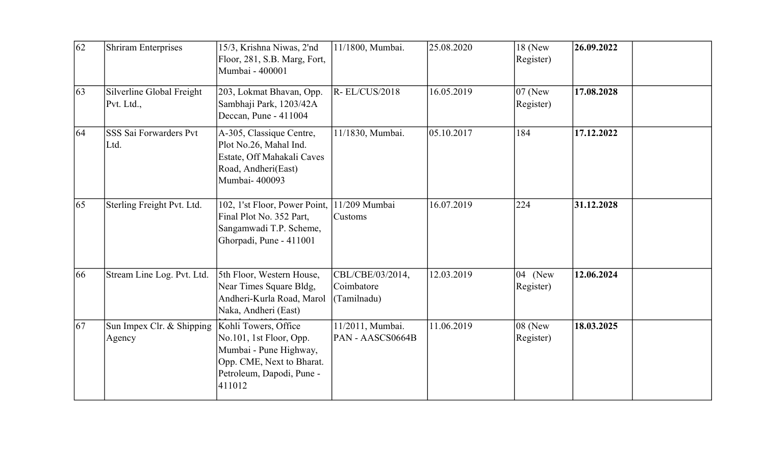| | | | | | | | |
|---|---|---|---|---|---|---|---|
| 62 | Shriram Enterprises | 15/3, Krishna Niwas, 2'nd Floor, 281, S.B. Marg, Fort, Mumbai - 400001 | 11/1800, Mumbai. | 25.08.2020 | 18 (New Register) | **26.09.2022** | |
| 63 | Silverline Global Freight Pvt. Ltd., | 203, Lokmat Bhavan, Opp. Sambhaji Park, 1203/42A Deccan, Pune - 411004 | R- EL/CUS/2018 | 16.05.2019 | 07 (New Register) | **17.08.2028** | |
| 64 | SSS Sai Forwarders Pvt Ltd. | A-305, Classique Centre, Plot No.26, Mahal Ind. Estate, Off Mahakali Caves Road, Andheri(East) Mumbai- 400093 | 11/1830, Mumbai. | 05.10.2017 | 184 | **17.12.2022** | |
| 65 | Sterling Freight Pvt. Ltd. | 102, 1'st Floor, Power Point, Final Plot No. 352 Part, Sangamwadi T.P. Scheme, Ghorpadi, Pune - 411001 | 11/209 Mumbai Customs | 16.07.2019 | 224 | **31.12.2028** | |
| 66 | Stream Line Log. Pvt. Ltd. | 5th Floor, Western House, Near Times Square Bldg, Andheri-Kurla Road, Marol Naka, Andheri (East) Mumbai - 400059 | CBL/CBE/03/2014, Coimbatore (Tamilnadu) | 12.03.2019 | 04 (New Register) | **12.06.2024** | |
| 67 | Sun Impex Clr. & Shipping Agency | Kohli Towers, Office No.101, 1st Floor, Opp. Mumbai - Pune Highway, Opp. CME, Next to Bharat. Petroleum, Dapodi, Pune - 411012 | 11/2011, Mumbai. PAN - AASCS0664B | 11.06.2019 | 08 (New Register) | **18.03.2025** | |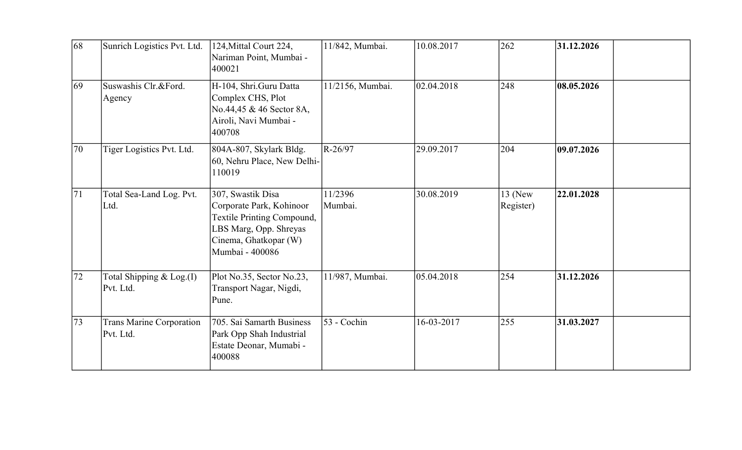| 68 | Sunrich Logistics Pvt. Ltd. | 124,Mittal Court 224, Nariman Point, Mumbai - 400021 | 11/842, Mumbai. | 10.08.2017 | 262 | **31.12.2026** | |
|---|---|---|---|---|---|---|---|
| 69 | Suswashis Clr.&Ford. Agency | H-104, Shri.Guru Datta Complex CHS, Plot No.44,45 & 46 Sector 8A, Airoli, Navi Mumbai - 400708 | 11/2156, Mumbai. | 02.04.2018 | 248 | **08.05.2026** | |
| 70 | Tiger Logistics Pvt. Ltd. | 804A-807, Skylark Bldg. 60, Nehru Place, New Delhi-110019 | R-26/97 | 29.09.2017 | 204 | **09.07.2026** | |
| 71 | Total Sea-Land Log. Pvt. Ltd. | 307, Swastik Disa Corporate Park, Kohinoor Textile Printing Compound, LBS Marg, Opp. Shreyas Cinema, Ghatkopar (W) Mumbai - 400086 | 11/2396 Mumbai. | 30.08.2019 | 13 (New Register) | **22.01.2028** | |
| 72 | Total Shipping & Log.(I) Pvt. Ltd. | Plot No.35, Sector No.23, Transport Nagar, Nigdi, Pune. | 11/987, Mumbai. | 05.04.2018 | 254 | **31.12.2026** | |
| 73 | Trans Marine Corporation Pvt. Ltd. | 705. Sai Samarth Business Park Opp Shah Industrial Estate Deonar, Mumabi - 400088 | 53 - Cochin | 16-03-2017 | 255 | **31.03.2027** | |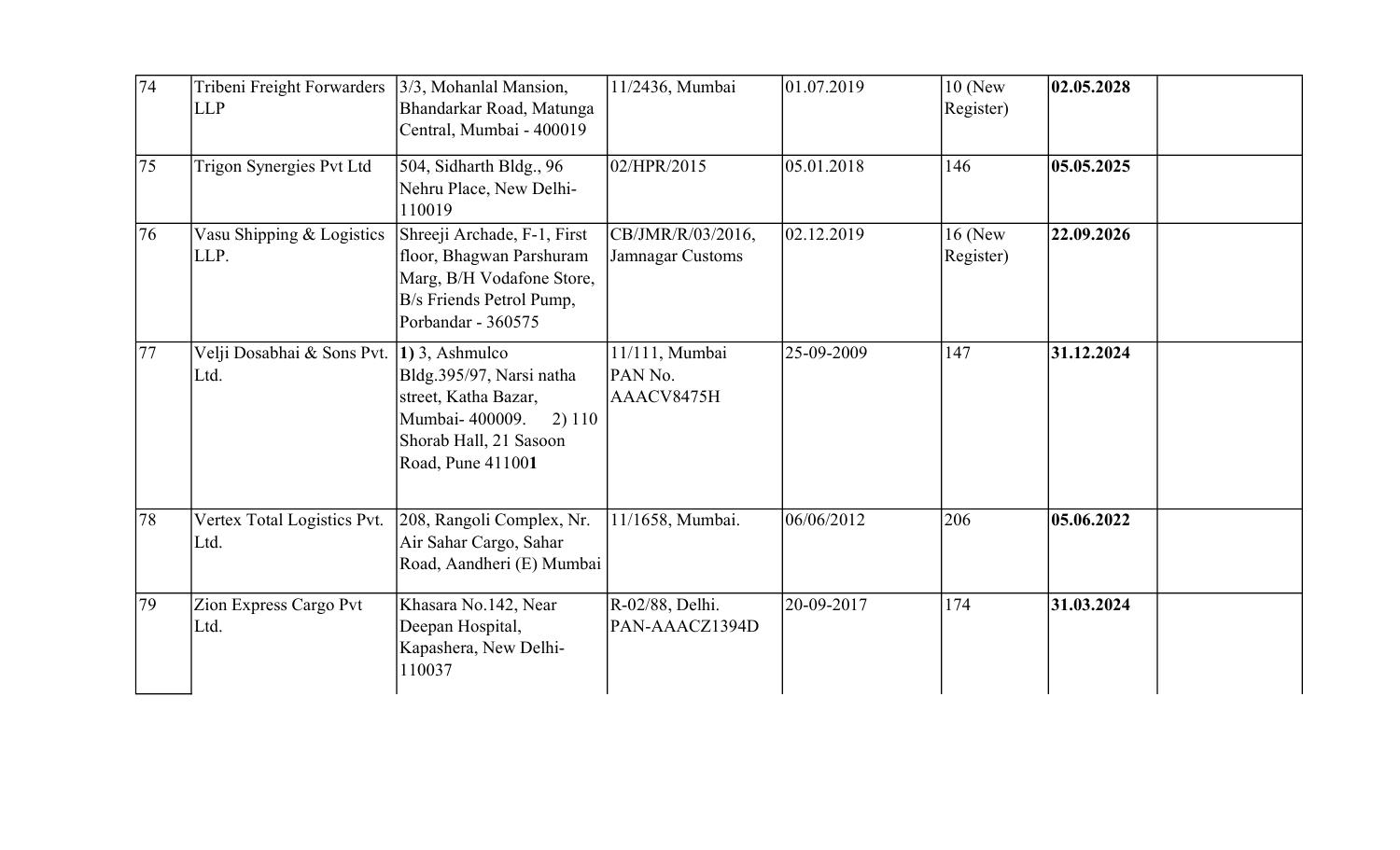| | | | | | | | |
|---|---|---|---|---|---|---|---|
| 74 | Tribeni Freight Forwarders LLP | 3/3, Mohanlal Mansion, Bhandarkar Road, Matunga Central, Mumbai - 400019 | 11/2436, Mumbai | 01.07.2019 | 10 (New Register) | **02.05.2028** | |
| 75 | Trigon Synergies Pvt Ltd | 504, Sidharth Bldg., 96 Nehru Place, New Delhi-110019 | 02/HPR/2015 | 05.01.2018 | 146 | **05.05.2025** | |
| 76 | Vasu Shipping & Logistics LLP. | Shreeji Archade, F-1, First floor, Bhagwan Parshuram Marg, B/H Vodafone Store, B/s Friends Petrol Pump, Porbandar - 360575 | CB/JMR/R/03/2016, Jamnagar Customs | 02.12.2019 | 16 (New Register) | **22.09.2026** | |
| 77 | Velji Dosabhai & Sons Pvt. Ltd. | **1)** 3, Ashmulco Bldg.395/97, Narsi natha street, Katha Bazar, Mumbai- 400009. 2) 110 Shorab Hall, 21 Sasoon Road, Pune 41100**1** | 11/111, Mumbai PAN No. AAACV8475H | 25-09-2009 | 147 | **31.12.2024** | |
| 78 | Vertex Total Logistics Pvt. Ltd. | 208, Rangoli Complex, Nr. Air Sahar Cargo, Sahar Road, Aandheri (E) Mumbai | 11/1658, Mumbai. | 06/06/2012 | 206 | **05.06.2022** | |
| 79 | Zion Express Cargo Pvt Ltd. | Khasara No.142, Near Deepan Hospital, Kapashera, New Delhi-110037 | R-02/88, Delhi. PAN-AAACZ1394D | 20-09-2017 | 174 | **31.03.2024** | |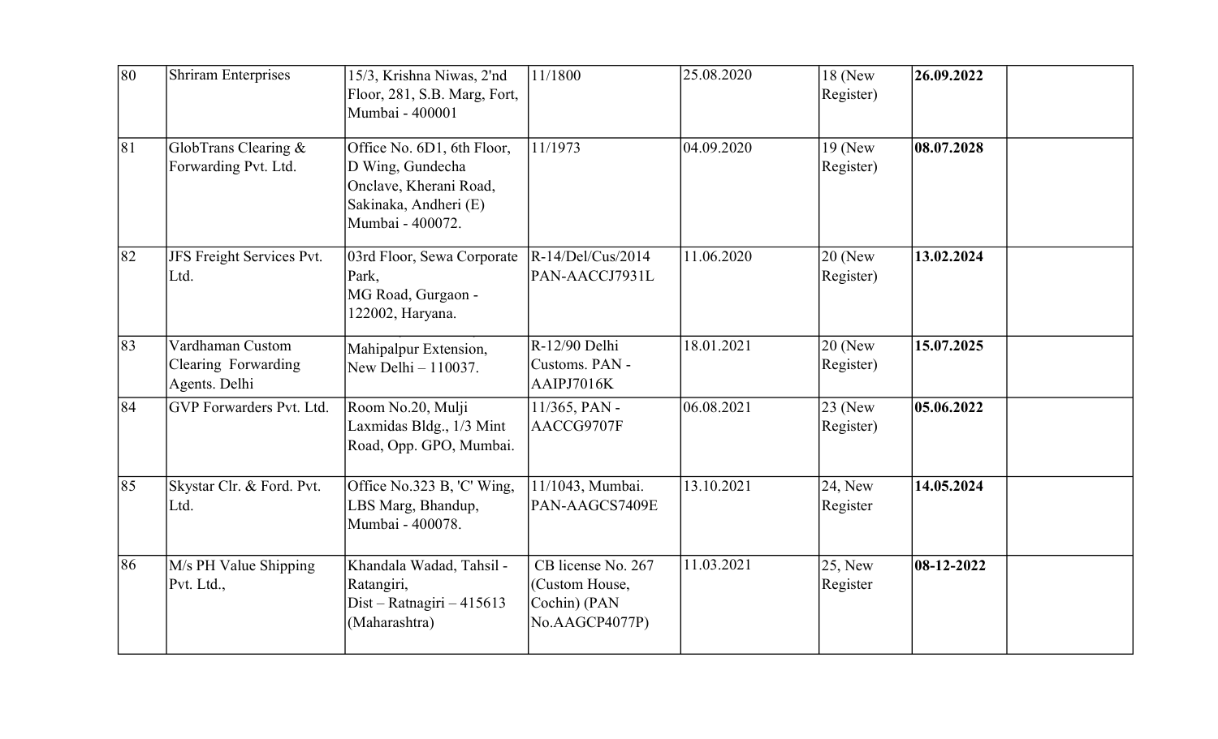| | | | | | | | |
|---|---|---|---|---|---|---|---|
| 80 | Shriram Enterprises | 15/3, Krishna Niwas, 2'nd Floor, 281, S.B. Marg, Fort, Mumbai - 400001 | 11/1800 | 25.08.2020 | 18 (New Register) | **26.09.2022** | |
| 81 | GlobTrans Clearing & Forwarding Pvt. Ltd. | Office No. 6D1, 6th Floor, D Wing, Gundecha Onclave, Kherani Road, Sakinaka, Andheri (E) Mumbai - 400072. | 11/1973 | 04.09.2020 | 19 (New Register) | **08.07.2028** | |
| 82 | JFS Freight Services Pvt. Ltd. | 03rd Floor, Sewa Corporate Park, MG Road, Gurgaon - 122002, Haryana. | R-14/Del/Cus/2014 PAN-AACCJ7931L | 11.06.2020 | 20 (New Register) | **13.02.2024** | |
| 83 | Vardhaman Custom Clearing Forwarding Agents. Delhi | Mahipalpur Extension, New Delhi – 110037. | R-12/90 Delhi Customs. PAN - AAIPJ7016K | 18.01.2021 | 20 (New Register) | **15.07.2025** | |
| 84 | GVP Forwarders Pvt. Ltd. | Room No.20, Mulji Laxmidas Bldg., 1/3 Mint Road, Opp. GPO, Mumbai. | 11/365, PAN - AACCG9707F | 06.08.2021 | 23 (New Register) | **05.06.2022** | |
| 85 | Skystar Clr. & Ford. Pvt. Ltd. | Office No.323 B, 'C' Wing, LBS Marg, Bhandup, Mumbai - 400078. | 11/1043, Mumbai. PAN-AAGCS7409E | 13.10.2021 | 24, New Register | **14.05.2024** | |
| 86 | M/s PH Value Shipping Pvt. Ltd., | Khandala Wadad, Tahsil - Ratangiri, Dist – Ratnagiri – 415613 (Maharashtra) | CB license No. 267 (Custom House, Cochin) (PAN No.AAGCP4077P) | 11.03.2021 | 25, New Register | **08-12-2022** | |